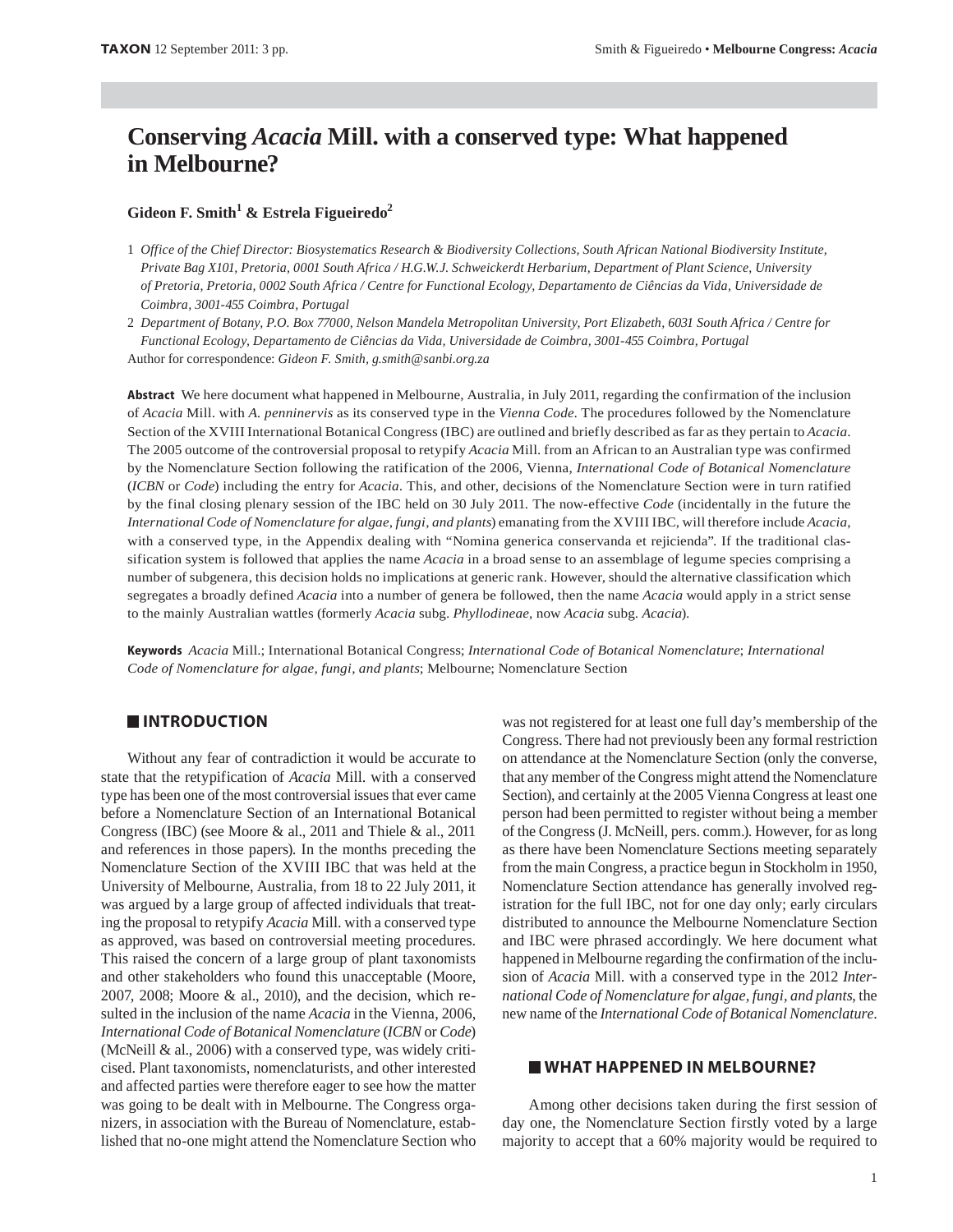# Conserving *Acacia* Mill. with a conserved type: What happened in Melbourne?

**Gideon F. Smith[1] & Estrela Figueiredo[2]**

1 *Office of the Chief Director: Biosystematics Research & Biodiversity Collections, South African National Biodiversity Institute, Private Bag X101, Pretoria, 0001 South Africa / H.G.W.J. Schweickerdt Herbarium, Department of Plant Science, University of Pretoria, Pretoria, 0002 South Africa / Centre for Functional Ecology, Departamento de Ciências da Vida, Universidade de Coimbra, 3001-455 Coimbra, Portugal*

2 *Department of Botany, P.O. Box 77000, Nelson Mandela Metropolitan University, Port Elizabeth, 6031 South Africa / Centre for Functional Ecology, Departamento de Ciências da Vida, Universidade de Coimbra, 3001-455 Coimbra, Portugal*

Author for correspondence: *Gideon F. Smith, g.smith@sanbi.org.za*

**Abstract** We here document what happened in Melbourne, Australia, in July 2011, regarding the confirmation of the inclusion of *Acacia* Mill. with *A. penninervis* as its conserved type in the *Vienna Code*. The procedures followed by the Nomenclature Section of the XVIII International Botanical Congress (IBC) are outlined and briefly described as far as they pertain to *Acacia*. The 2005 outcome of the controversial proposal to retypify *Acacia* Mill. from an African to an Australian type was confirmed by the Nomenclature Section following the ratification of the 2006, Vienna, *International Code of Botanical Nomenclature* (*ICBN* or *Code*) including the entry for *Acacia*. This, and other, decisions of the Nomenclature Section were in turn ratified by the final closing plenary session of the IBC held on 30 July 2011. The now-effective *Code* (incidentally in the future the *International Code of Nomenclature for algae, fungi, and plants*) emanating from the XVIII IBC, will therefore include *Acacia*, with a conserved type, in the Appendix dealing with "Nomina generica conservanda et rejicienda". If the traditional classification system is followed that applies the name *Acacia* in a broad sense to an assemblage of legume species comprising a number of subgenera, this decision holds no implications at generic rank. However, should the alternative classification which segregates a broadly defined *Acacia* into a number of genera be followed, then the name *Acacia* would apply in a strict sense to the mainly Australian wattles (formerly *Acacia* subg. *Phyllodineae*, now *Acacia* subg. *Acacia*).

**Keywords** *Acacia* Mill.; International Botanical Congress; *International Code of Botanical Nomenclature*; *International Code of Nomenclature for algae, fungi, and plants*; Melbourne; Nomenclature Section

## INTRODUCTION

Without any fear of contradiction it would be accurate to state that the retypification of *Acacia* Mill. with a conserved type has been one of the most controversial issues that ever came before a Nomenclature Section of an International Botanical Congress (IBC) (see Moore & al., 2011 and Thiele & al., 2011 and references in those papers). In the months preceding the Nomenclature Section of the XVIII IBC that was held at the University of Melbourne, Australia, from 18 to 22 July 2011, it was argued by a large group of affected individuals that treating the proposal to retypify *Acacia* Mill. with a conserved type as approved, was based on controversial meeting procedures. This raised the concern of a large group of plant taxonomists and other stakeholders who found this unacceptable (Moore, 2007, 2008; Moore & al., 2010), and the decision, which resulted in the inclusion of the name *Acacia* in the Vienna, 2006, *International Code of Botanical Nomenclature* (*ICBN* or *Code*) (McNeill & al., 2006) with a conserved type, was widely criticised. Plant taxonomists, nomenclaturists, and other interested and affected parties were therefore eager to see how the matter was going to be dealt with in Melbourne. The Congress organizers, in association with the Bureau of Nomenclature, established that no-one might attend the Nomenclature Section who was not registered for at least one full day's membership of the Congress. There had not previously been any formal restriction on attendance at the Nomenclature Section (only the converse, that any member of the Congress might attend the Nomenclature Section), and certainly at the 2005 Vienna Congress at least one person had been permitted to register without being a member of the Congress (J. McNeill, pers. comm.). However, for as long as there have been Nomenclature Sections meeting separately from the main Congress, a practice begun in Stockholm in 1950, Nomenclature Section attendance has generally involved registration for the full IBC, not for one day only; early circulars distributed to announce the Melbourne Nomenclature Section and IBC were phrased accordingly. We here document what happened in Melbourne regarding the confirmation of the inclusion of *Acacia* Mill. with a conserved type in the 2012 *International Code of Nomenclature for algae, fungi, and plants*, the new name of the *International Code of Botanical Nomenclature*.

## WHAT HAPPENED IN MELBOURNE?

Among other decisions taken during the first session of day one, the Nomenclature Section firstly voted by a large majority to accept that a 60% majority would be required to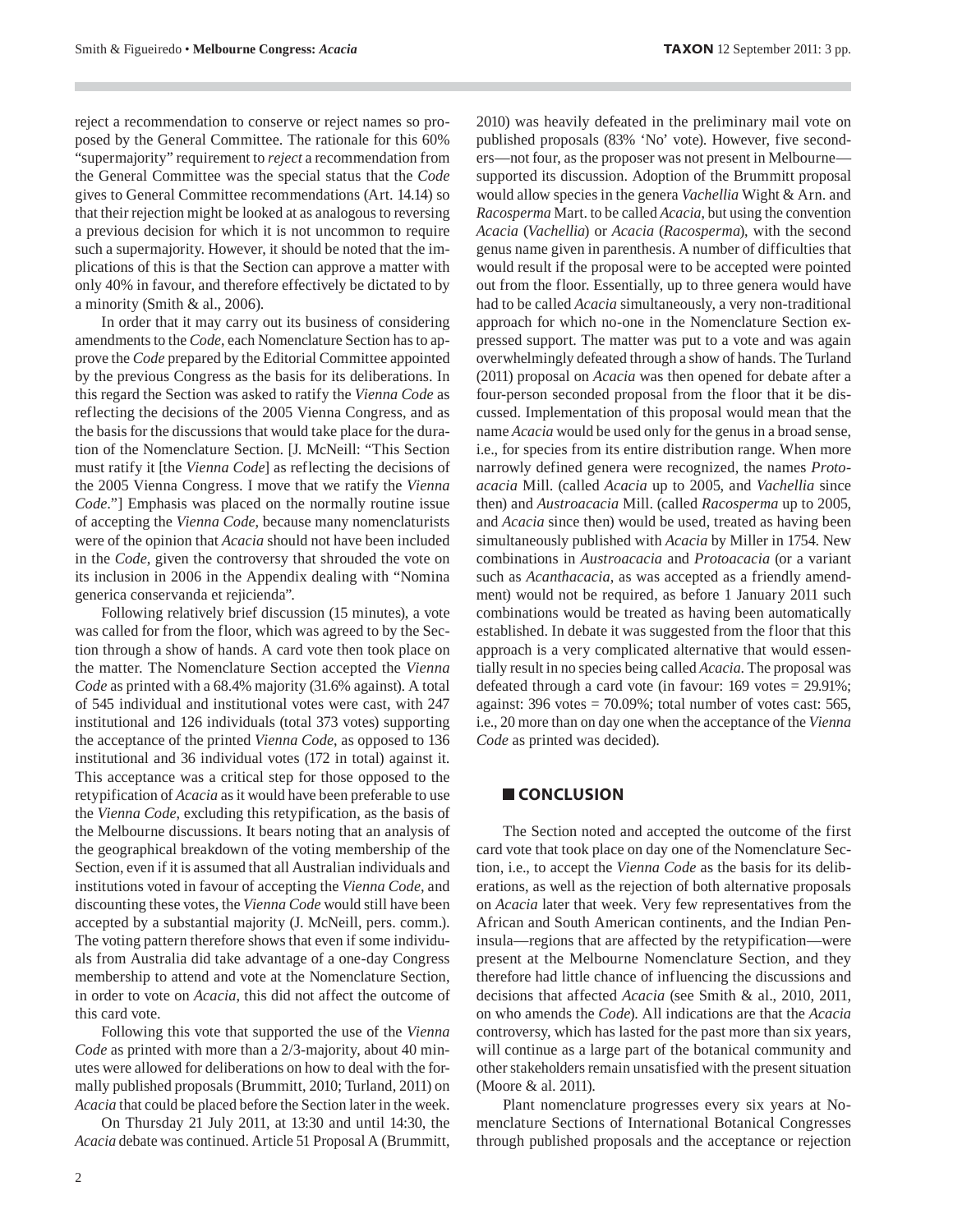reject a recommendation to conserve or reject names so proposed by the General Committee. The rationale for this 60% "supermajority" requirement to *reject* a recommendation from the General Committee was the special status that the *Code* gives to General Committee recommendations (Art. 14.14) so that their rejection might be looked at as analogous to reversing a previous decision for which it is not uncommon to require such a supermajority. However, it should be noted that the implications of this is that the Section can approve a matter with only 40% in favour, and therefore effectively be dictated to by a minority (Smith & al., 2006).

In order that it may carry out its business of considering amendments to the *Code*, each Nomenclature Section has to approve the *Code* prepared by the Editorial Committee appointed by the previous Congress as the basis for its deliberations. In this regard the Section was asked to ratify the *Vienna Code* as reflecting the decisions of the 2005 Vienna Congress, and as the basis for the discussions that would take place for the duration of the Nomenclature Section. [J. McNeill: "This Section must ratify it [the *Vienna Code*] as reflecting the decisions of the 2005 Vienna Congress. I move that we ratify the *Vienna Code*."] Emphasis was placed on the normally routine issue of accepting the *Vienna Code*, because many nomenclaturists were of the opinion that *Acacia* should not have been included in the *Code*, given the controversy that shrouded the vote on its inclusion in 2006 in the Appendix dealing with "Nomina generica conservanda et rejicienda".

Following relatively brief discussion (15 minutes), a vote was called for from the floor, which was agreed to by the Section through a show of hands. A card vote then took place on the matter. The Nomenclature Section accepted the *Vienna Code* as printed with a 68.4% majority (31.6% against). A total of 545 individual and institutional votes were cast, with 247 institutional and 126 individuals (total 373 votes) supporting the acceptance of the printed *Vienna Code*, as opposed to 136 institutional and 36 individual votes (172 in total) against it. This acceptance was a critical step for those opposed to the retypification of *Acacia* as it would have been preferable to use the *Vienna Code*, excluding this retypification, as the basis of the Melbourne discussions. It bears noting that an analysis of the geographical breakdown of the voting membership of the Section, even if it is assumed that all Australian individuals and institutions voted in favour of accepting the *Vienna Code*, and discounting these votes, the *Vienna Code* would still have been accepted by a substantial majority (J. McNeill, pers. comm.). The voting pattern therefore shows that even if some individuals from Australia did take advantage of a one-day Congress membership to attend and vote at the Nomenclature Section, in order to vote on *Acacia*, this did not affect the outcome of this card vote.

Following this vote that supported the use of the *Vienna Code* as printed with more than a 2/3-majority, about 40 minutes were allowed for deliberations on how to deal with the formally published proposals (Brummitt, 2010; Turland, 2011) on *Acacia* that could be placed before the Section later in the week.

On Thursday 21 July 2011, at 13:30 and until 14:30, the *Acacia* debate was continued. Article 51 Proposal A (Brummitt, 2010) was heavily defeated in the preliminary mail vote on published proposals (83% 'No' vote). However, five seconders—not four, as the proposer was not present in Melbourne—supported its discussion. Adoption of the Brummitt proposal would allow species in the genera *Vachellia* Wight & Arn. and *Racosperma* Mart. to be called *Acacia*, but using the convention *Acacia* (*Vachellia*) or *Acacia* (*Racosperma*), with the second genus name given in parenthesis. A number of difficulties that would result if the proposal were to be accepted were pointed out from the floor. Essentially, up to three genera would have had to be called *Acacia* simultaneously, a very non-traditional approach for which no-one in the Nomenclature Section expressed support. The matter was put to a vote and was again overwhelmingly defeated through a show of hands. The Turland (2011) proposal on *Acacia* was then opened for debate after a four-person seconded proposal from the floor that it be discussed. Implementation of this proposal would mean that the name *Acacia* would be used only for the genus in a broad sense, i.e., for species from its entire distribution range. When more narrowly defined genera were recognized, the names *Protoacacia* Mill. (called *Acacia* up to 2005, and *Vachellia* since then) and *Austroacacia* Mill. (called *Racosperma* up to 2005, and *Acacia* since then) would be used, treated as having been simultaneously published with *Acacia* by Miller in 1754. New combinations in *Austroacacia* and *Protoacacia* (or a variant such as *Acanthacacia*, as was accepted as a friendly amendment) would not be required, as before 1 January 2011 such combinations would be treated as having been automatically established. In debate it was suggested from the floor that this approach is a very complicated alternative that would essentially result in no species being called *Acacia*. The proposal was defeated through a card vote (in favour: 169 votes = 29.91%; against: 396 votes = 70.09%; total number of votes cast: 565, i.e., 20 more than on day one when the acceptance of the *Vienna Code* as printed was decided).

## CONCLUSION

The Section noted and accepted the outcome of the first card vote that took place on day one of the Nomenclature Section, i.e., to accept the *Vienna Code* as the basis for its deliberations, as well as the rejection of both alternative proposals on *Acacia* later that week. Very few representatives from the African and South American continents, and the Indian Peninsula—regions that are affected by the retypification—were present at the Melbourne Nomenclature Section, and they therefore had little chance of influencing the discussions and decisions that affected *Acacia* (see Smith & al., 2010, 2011, on who amends the *Code*). All indications are that the *Acacia* controversy, which has lasted for the past more than six years, will continue as a large part of the botanical community and other stakeholders remain unsatisfied with the present situation (Moore & al. 2011).

Plant nomenclature progresses every six years at Nomenclature Sections of International Botanical Congresses through published proposals and the acceptance or rejection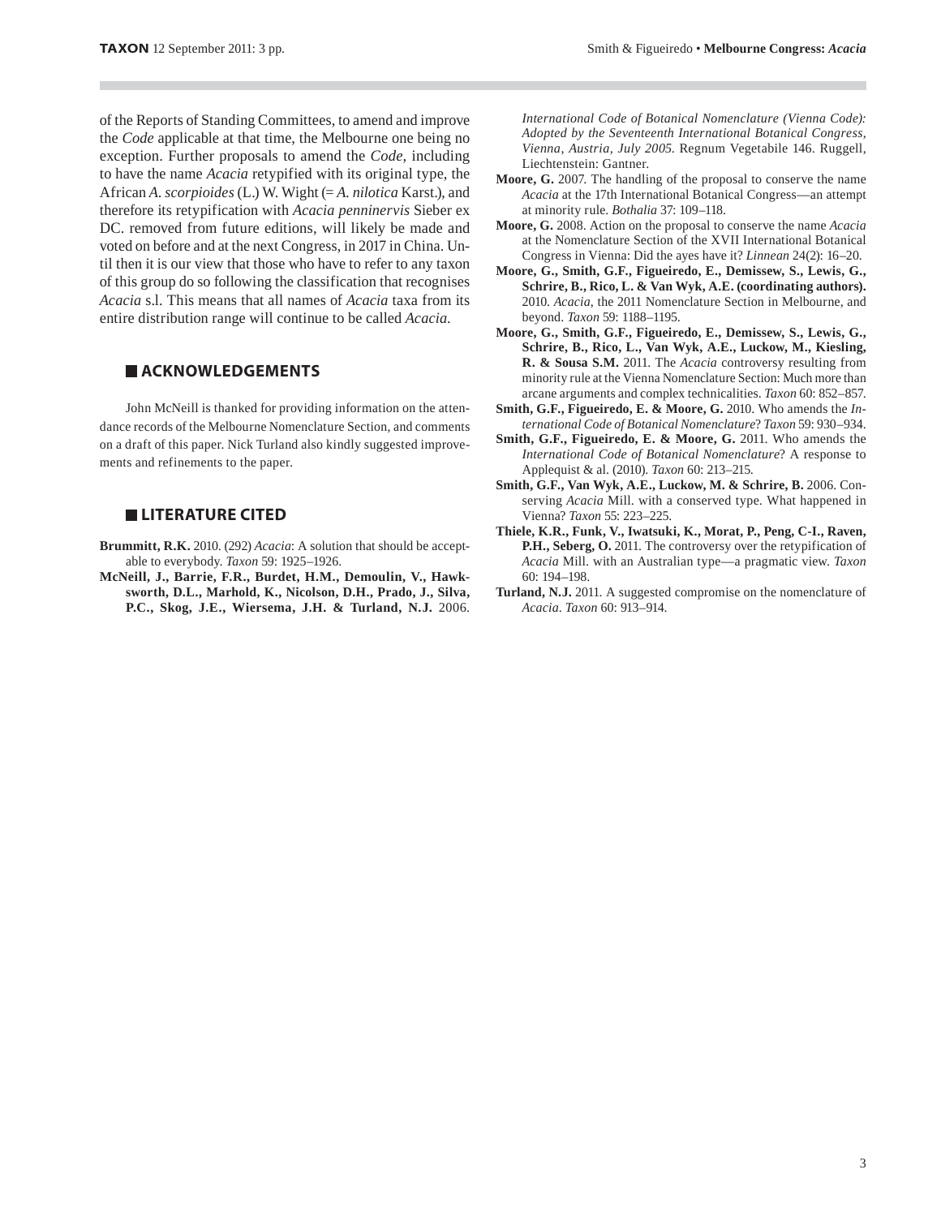of the Reports of Standing Committees, to amend and improve the *Code* applicable at that time, the Melbourne one being no exception. Further proposals to amend the *Code*, including to have the name *Acacia* retypified with its original type, the African *A. scorpioides* (L.) W. Wight (= *A. nilotica* Karst.), and therefore its retypification with *Acacia penninervis* Sieber ex DC. removed from future editions, will likely be made and voted on before and at the next Congress, in 2017 in China. Until then it is our view that those who have to refer to any taxon of this group do so following the classification that recognises *Acacia* s.l. This means that all names of *Acacia* taxa from its entire distribution range will continue to be called *Acacia*.

## ACKNOWLEDGEMENTS

John McNeill is thanked for providing information on the attendance records of the Melbourne Nomenclature Section, and comments on a draft of this paper. Nick Turland also kindly suggested improvements and refinements to the paper.

## LITERATURE CITED

**Brummitt, R.K.** 2010. (292) *Acacia*: A solution that should be acceptable to everybody. *Taxon* 59: 1925–1926.

**McNeill, J., Barrie, F.R., Burdet, H.M., Demoulin, V., Hawksworth, D.L., Marhold, K., Nicolson, D.H., Prado, J., Silva, P.C., Skog, J.E., Wiersema, J.H. & Turland, N.J.** 2006. *International Code of Botanical Nomenclature (Vienna Code): Adopted by the Seventeenth International Botanical Congress, Vienna, Austria, July 2005*. Regnum Vegetabile 146. Ruggell, Liechtenstein: Gantner.

**Moore, G.** 2007. The handling of the proposal to conserve the name *Acacia* at the 17th International Botanical Congress—an attempt at minority rule. *Bothalia* 37: 109–118.

**Moore, G.** 2008. Action on the proposal to conserve the name *Acacia* at the Nomenclature Section of the XVII International Botanical Congress in Vienna: Did the ayes have it? *Linnean* 24(2): 16–20.

**Moore, G., Smith, G.F., Figueiredo, E., Demissew, S., Lewis, G., Schrire, B., Rico, L. & Van Wyk, A.E. (coordinating authors).** 2010. *Acacia*, the 2011 Nomenclature Section in Melbourne, and beyond. *Taxon* 59: 1188–1195.

**Moore, G., Smith, G.F., Figueiredo, E., Demissew, S., Lewis, G., Schrire, B., Rico, L., Van Wyk, A.E., Luckow, M., Kiesling, R. & Sousa S.M.** 2011. The *Acacia* controversy resulting from minority rule at the Vienna Nomenclature Section: Much more than arcane arguments and complex technicalities. *Taxon* 60: 852–857.

**Smith, G.F., Figueiredo, E. & Moore, G.** 2010. Who amends the *International Code of Botanical Nomenclature*? *Taxon* 59: 930–934.

**Smith, G.F., Figueiredo, E. & Moore, G.** 2011. Who amends the *International Code of Botanical Nomenclature*? A response to Applequist & al. (2010). *Taxon* 60: 213–215.

**Smith, G.F., Van Wyk, A.E., Luckow, M. & Schrire, B.** 2006. Conserving *Acacia* Mill. with a conserved type. What happened in Vienna? *Taxon* 55: 223–225.

**Thiele, K.R., Funk, V., Iwatsuki, K., Morat, P., Peng, C-I., Raven, P.H., Seberg, O.** 2011. The controversy over the retypification of *Acacia* Mill. with an Australian type—a pragmatic view. *Taxon* 60: 194–198.

**Turland, N.J.** 2011. A suggested compromise on the nomenclature of *Acacia*. *Taxon* 60: 913–914.